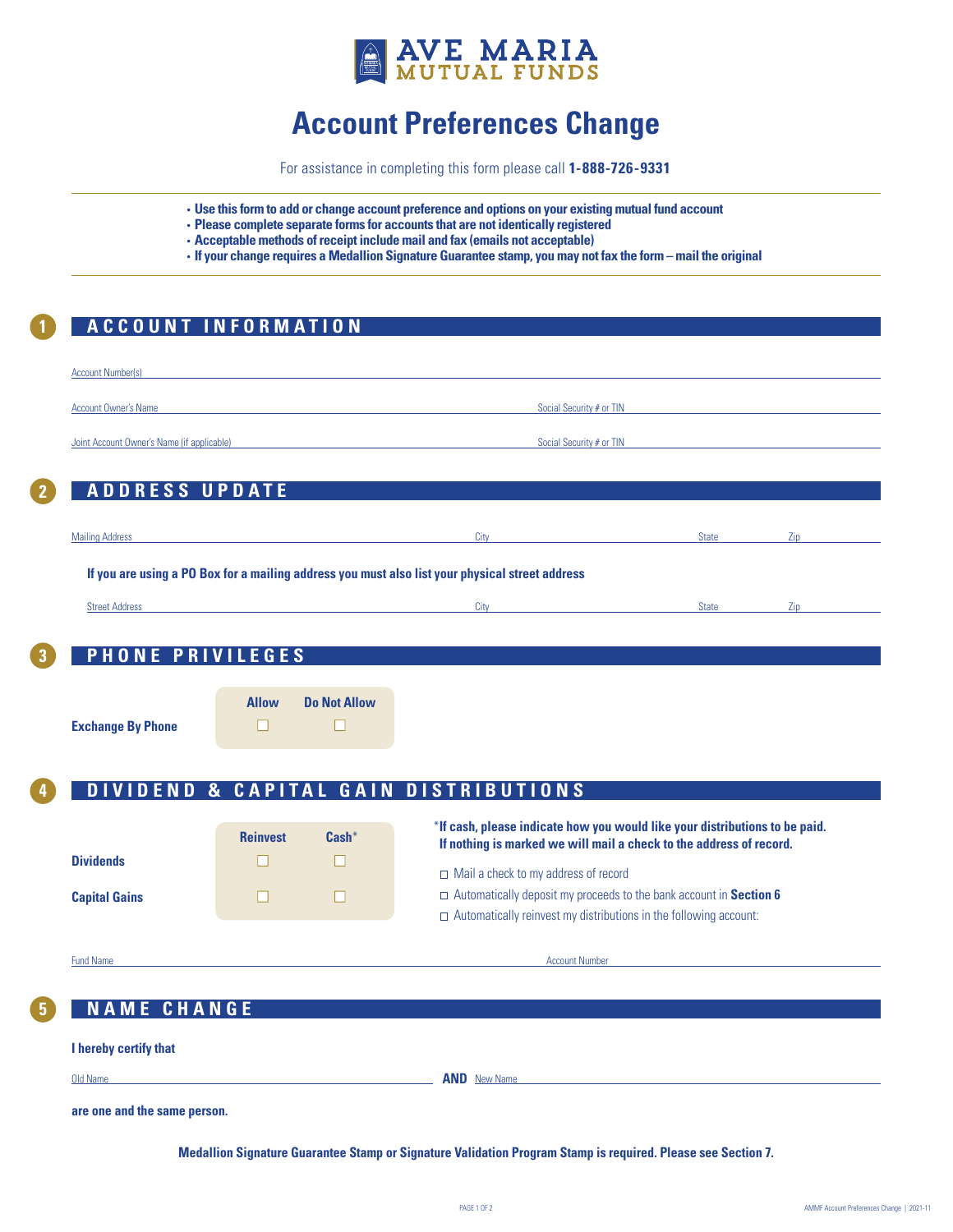AVE MARIA
MUTUAL FUNDS

# Account Preferences Change

For assistance in completing this form please call **1-888-726-9331**

- **Use this form to add or change account preference and options on your existing mutual fund account**
- **Please complete separate forms for accounts that are not identically registered**
- **Acceptable methods of receipt include mail and fax (emails not acceptable)**
- **If your change requires a Medallion Signature Guarantee stamp, you may not fax the form – mail the original**

## 1 ACCOUNT INFORMATION

Account Number(s) ______________________________

Account Owner's Name ______________________________ Social Security # or TIN ______________________________

Joint Account Owner's Name (if applicable) ______________________________ Social Security # or TIN ______________________________

## 2 ADDRESS UPDATE

Mailing Address ______________________________ City ______________ State ______ Zip ______

**If you are using a PO Box for a mailing address you must also list your physical street address**

Street Address ______________________________ City ______________ State ______ Zip ______

## 3 PHONE PRIVILEGES

| | Allow | Do Not Allow |
|---|---|---|
| **Exchange By Phone** | ☐ | ☐ |

## 4 DIVIDEND & CAPITAL GAIN DISTRIBUTIONS

| | Reinvest | Cash* |
|---|---|---|
| **Dividends** | ☐ | ☐ |
| **Capital Gains** | ☐ | ☐ |

***If cash, please indicate how you would like your distributions to be paid. If nothing is marked we will mail a check to the address of record.**

☐ Mail a check to my address of record

☐ Automatically deposit my proceeds to the bank account in **Section 6**

☐ Automatically reinvest my distributions in the following account:

Fund Name ______________________________ Account Number ______________________________

## 5 NAME CHANGE

**I hereby certify that**

Old Name ______________________________ **AND** New Name ______________________________

**are one and the same person.**

**Medallion Signature Guarantee Stamp or Signature Validation Program Stamp is required. Please see Section 7.**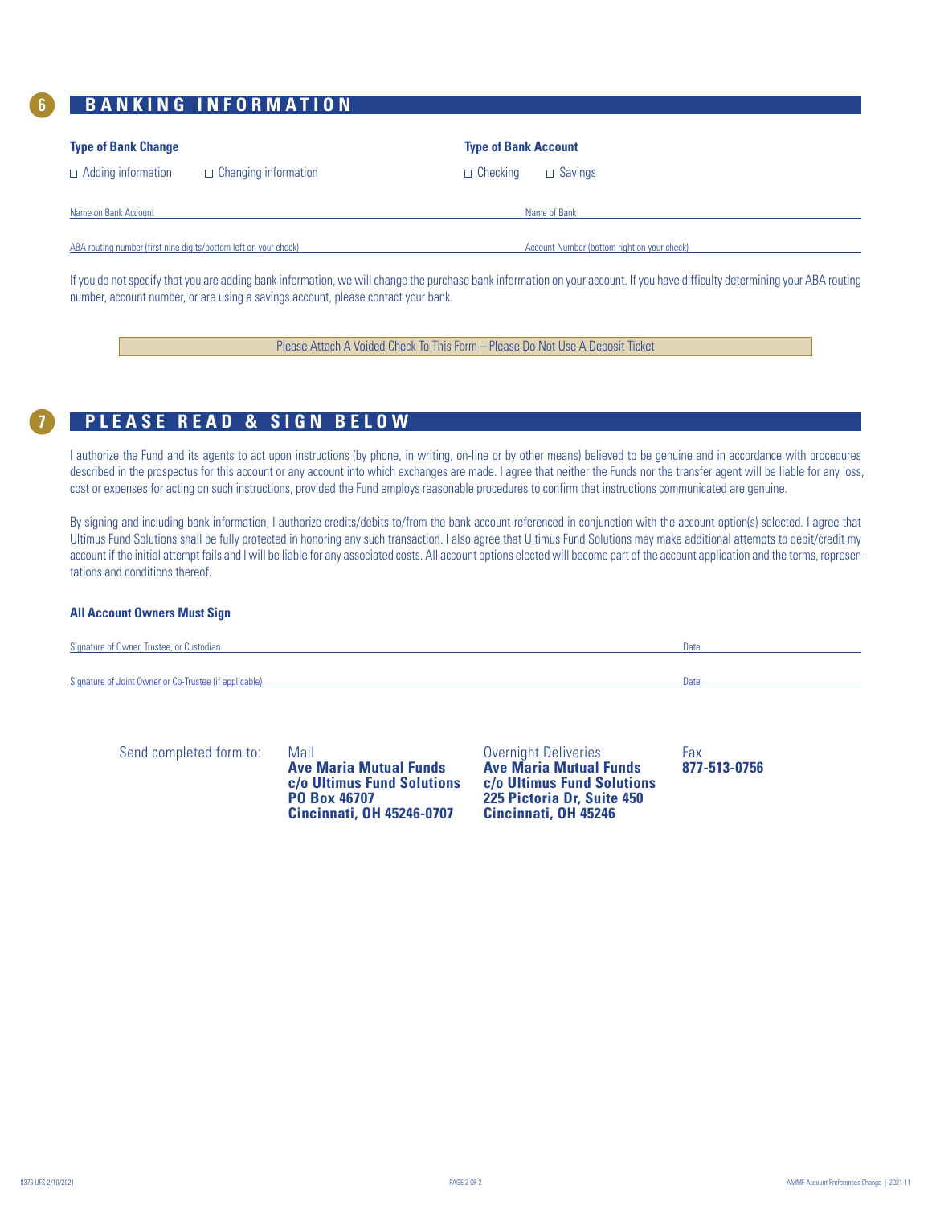## 6 BANKING INFORMATION

**Type of Bank Change**

☐ Adding information ☐ Changing information

**Type of Bank Account**

☐ Checking ☐ Savings

Name on Bank Account ____________________ Name of Bank ____________________

ABA routing number (first nine digits/bottom left on your check) ____________________ Account Number (bottom right on your check) ____________________

If you do not specify that you are adding bank information, we will change the purchase bank information on your account. If you have difficulty determining your ABA routing number, account number, or are using a savings account, please contact your bank.

Please Attach A Voided Check To This Form – Please Do Not Use A Deposit Ticket

## 7 PLEASE READ & SIGN BELOW

I authorize the Fund and its agents to act upon instructions (by phone, in writing, on-line or by other means) believed to be genuine and in accordance with procedures described in the prospectus for this account or any account into which exchanges are made. I agree that neither the Funds nor the transfer agent will be liable for any loss, cost or expenses for acting on such instructions, provided the Fund employs reasonable procedures to confirm that instructions communicated are genuine.

By signing and including bank information, I authorize credits/debits to/from the bank account referenced in conjunction with the account option(s) selected. I agree that Ultimus Fund Solutions shall be fully protected in honoring any such transaction. I also agree that Ultimus Fund Solutions may make additional attempts to debit/credit my account if the initial attempt fails and I will be liable for any associated costs. All account options elected will become part of the account application and the terms, representations and conditions thereof.

**All Account Owners Must Sign**

Signature of Owner, Trustee, or Custodian ____________________ Date ____________________

Signature of Joint Owner or Co-Trustee (if applicable) ____________________ Date ____________________

Send completed form to:

Mail
**Ave Maria Mutual Funds**
**c/o Ultimus Fund Solutions**
**PO Box 46707**
**Cincinnati, OH 45246-0707**

Overnight Deliveries
**Ave Maria Mutual Funds**
**c/o Ultimus Fund Solutions**
**225 Pictoria Dr, Suite 450**
**Cincinnati, OH 45246**

Fax
**877-513-0756**

8376 UFS 2/10/2021

AMMF Account Preferences Change | 2021-11